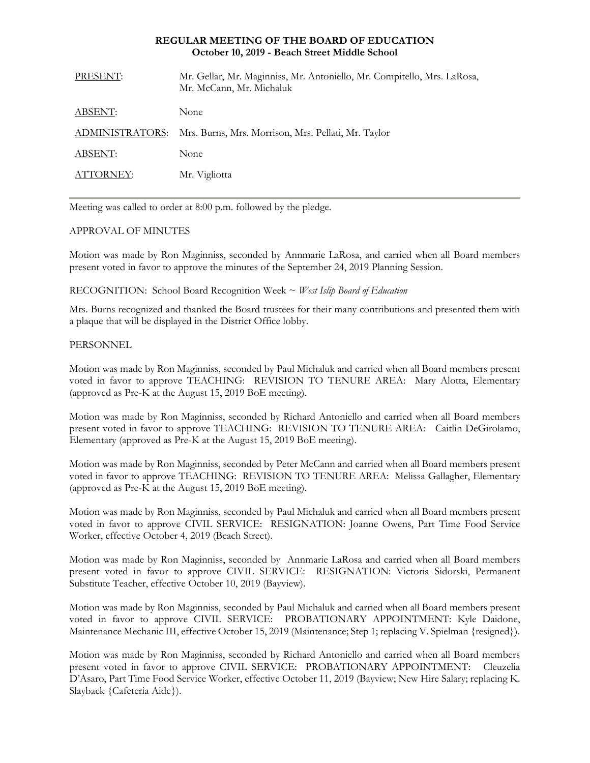**REGULAR MEETING OF THE BOARD OF EDUCATION**
**October 10, 2019 - Beach Street Middle School**

| | |
|---|---|
| PRESENT: | Mr. Gellar, Mr. Maginniss, Mr. Antoniello, Mr. Compitello, Mrs. LaRosa, Mr. McCann, Mr. Michaluk |
| ABSENT: | None |
| ADMINISTRATORS: | Mrs. Burns, Mrs. Morrison, Mrs. Pellati, Mr. Taylor |
| ABSENT: | None |
| ATTORNEY: | Mr. Vigliotta |

Meeting was called to order at 8:00 p.m. followed by the pledge.

APPROVAL OF MINUTES

Motion was made by Ron Maginniss, seconded by Annmarie LaRosa, and carried when all Board members present voted in favor to approve the minutes of the September 24, 2019 Planning Session.

RECOGNITION: School Board Recognition Week ~ *West Islip Board of Education*

Mrs. Burns recognized and thanked the Board trustees for their many contributions and presented them with a plaque that will be displayed in the District Office lobby.

PERSONNEL

Motion was made by Ron Maginniss, seconded by Paul Michaluk and carried when all Board members present voted in favor to approve TEACHING: REVISION TO TENURE AREA: Mary Alotta, Elementary (approved as Pre-K at the August 15, 2019 BoE meeting).

Motion was made by Ron Maginniss, seconded by Richard Antoniello and carried when all Board members present voted in favor to approve TEACHING: REVISION TO TENURE AREA: Caitlin DeGirolamo, Elementary (approved as Pre-K at the August 15, 2019 BoE meeting).

Motion was made by Ron Maginniss, seconded by Peter McCann and carried when all Board members present voted in favor to approve TEACHING: REVISION TO TENURE AREA: Melissa Gallagher, Elementary (approved as Pre-K at the August 15, 2019 BoE meeting).

Motion was made by Ron Maginniss, seconded by Paul Michaluk and carried when all Board members present voted in favor to approve CIVIL SERVICE: RESIGNATION: Joanne Owens, Part Time Food Service Worker, effective October 4, 2019 (Beach Street).

Motion was made by Ron Maginniss, seconded by Annmarie LaRosa and carried when all Board members present voted in favor to approve CIVIL SERVICE: RESIGNATION: Victoria Sidorski, Permanent Substitute Teacher, effective October 10, 2019 (Bayview).

Motion was made by Ron Maginniss, seconded by Paul Michaluk and carried when all Board members present voted in favor to approve CIVIL SERVICE: PROBATIONARY APPOINTMENT: Kyle Daidone, Maintenance Mechanic III, effective October 15, 2019 (Maintenance; Step 1; replacing V. Spielman {resigned}).

Motion was made by Ron Maginniss, seconded by Richard Antoniello and carried when all Board members present voted in favor to approve CIVIL SERVICE: PROBATIONARY APPOINTMENT: Cleuzelia D'Asaro, Part Time Food Service Worker, effective October 11, 2019 (Bayview; New Hire Salary; replacing K. Slayback {Cafeteria Aide}).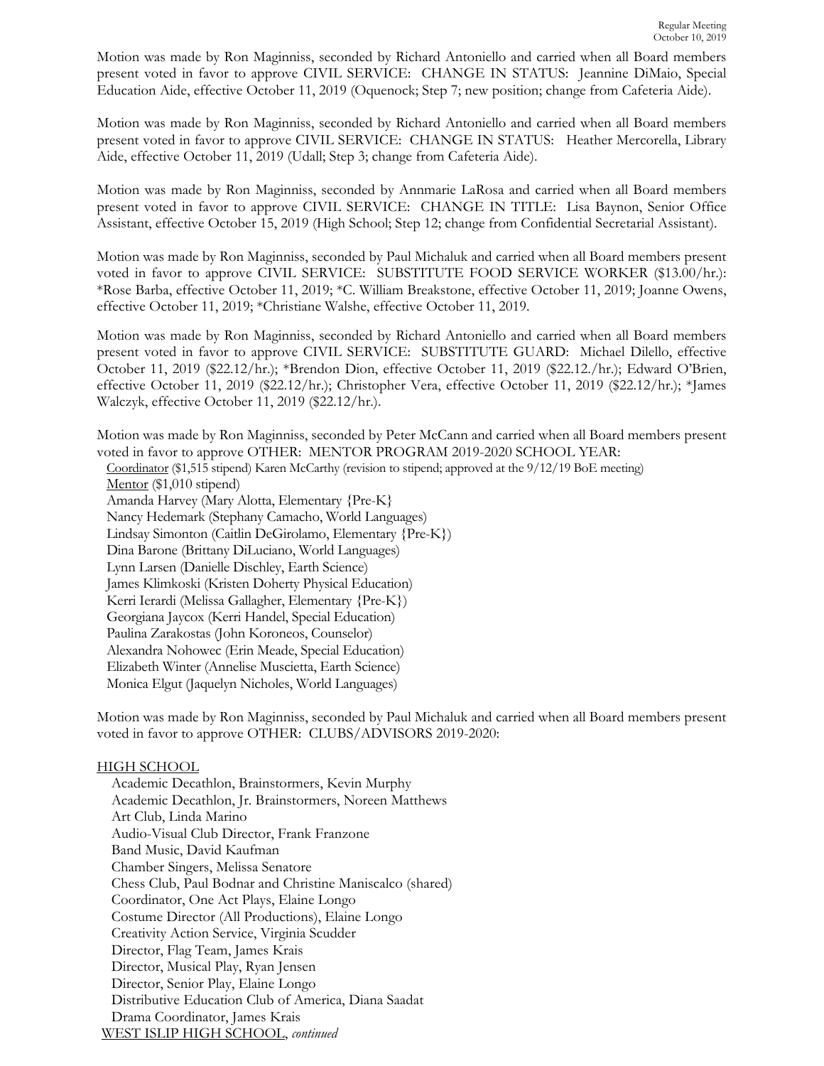Motion was made by Ron Maginniss, seconded by Richard Antoniello and carried when all Board members present voted in favor to approve CIVIL SERVICE: CHANGE IN STATUS: Jeannine DiMaio, Special Education Aide, effective October 11, 2019 (Oquenock; Step 7; new position; change from Cafeteria Aide).

Motion was made by Ron Maginniss, seconded by Richard Antoniello and carried when all Board members present voted in favor to approve CIVIL SERVICE: CHANGE IN STATUS: Heather Mercorella, Library Aide, effective October 11, 2019 (Udall; Step 3; change from Cafeteria Aide).

Motion was made by Ron Maginniss, seconded by Annmarie LaRosa and carried when all Board members present voted in favor to approve CIVIL SERVICE: CHANGE IN TITLE: Lisa Baynon, Senior Office Assistant, effective October 15, 2019 (High School; Step 12; change from Confidential Secretarial Assistant).

Motion was made by Ron Maginniss, seconded by Paul Michaluk and carried when all Board members present voted in favor to approve CIVIL SERVICE: SUBSTITUTE FOOD SERVICE WORKER ($13.00/hr.): *Rose Barba, effective October 11, 2019; *C. William Breakstone, effective October 11, 2019; Joanne Owens, effective October 11, 2019; *Christiane Walshe, effective October 11, 2019.

Motion was made by Ron Maginniss, seconded by Richard Antoniello and carried when all Board members present voted in favor to approve CIVIL SERVICE: SUBSTITUTE GUARD: Michael Dilello, effective October 11, 2019 ($22.12/hr.); *Brendon Dion, effective October 11, 2019 ($22.12./hr.); Edward O'Brien, effective October 11, 2019 ($22.12/hr.); Christopher Vera, effective October 11, 2019 ($22.12/hr.); *James Walczyk, effective October 11, 2019 ($22.12/hr.).

Motion was made by Ron Maginniss, seconded by Peter McCann and carried when all Board members present voted in favor to approve OTHER: MENTOR PROGRAM 2019-2020 SCHOOL YEAR:

Coordinator ($1,515 stipend) Karen McCarthy (revision to stipend; approved at the 9/12/19 BoE meeting)
Mentor ($1,010 stipend)
Amanda Harvey (Mary Alotta, Elementary {Pre-K}
Nancy Hedemark (Stephany Camacho, World Languages)
Lindsay Simonton (Caitlin DeGirolamo, Elementary {Pre-K})
Dina Barone (Brittany DiLuciano, World Languages)
Lynn Larsen (Danielle Dischley, Earth Science)
James Klimkoski (Kristen Doherty Physical Education)
Kerri Ierardi (Melissa Gallagher, Elementary {Pre-K})
Georgiana Jaycox (Kerri Handel, Special Education)
Paulina Zarakostas (John Koroneos, Counselor)
Alexandra Nohowec (Erin Meade, Special Education)
Elizabeth Winter (Annelise Muscietta, Earth Science)
Monica Elgut (Jaquelyn Nicholes, World Languages)

Motion was made by Ron Maginniss, seconded by Paul Michaluk and carried when all Board members present voted in favor to approve OTHER: CLUBS/ADVISORS 2019-2020:

HIGH SCHOOL

Academic Decathlon, Brainstormers, Kevin Murphy
Academic Decathlon, Jr. Brainstormers, Noreen Matthews
Art Club, Linda Marino
Audio-Visual Club Director, Frank Franzone
Band Music, David Kaufman
Chamber Singers, Melissa Senatore
Chess Club, Paul Bodnar and Christine Maniscalco (shared)
Coordinator, One Act Plays, Elaine Longo
Costume Director (All Productions), Elaine Longo
Creativity Action Service, Virginia Scudder
Director, Flag Team, James Krais
Director, Musical Play, Ryan Jensen
Director, Senior Play, Elaine Longo
Distributive Education Club of America, Diana Saadat
Drama Coordinator, James Krais

WEST ISLIP HIGH SCHOOL, *continued*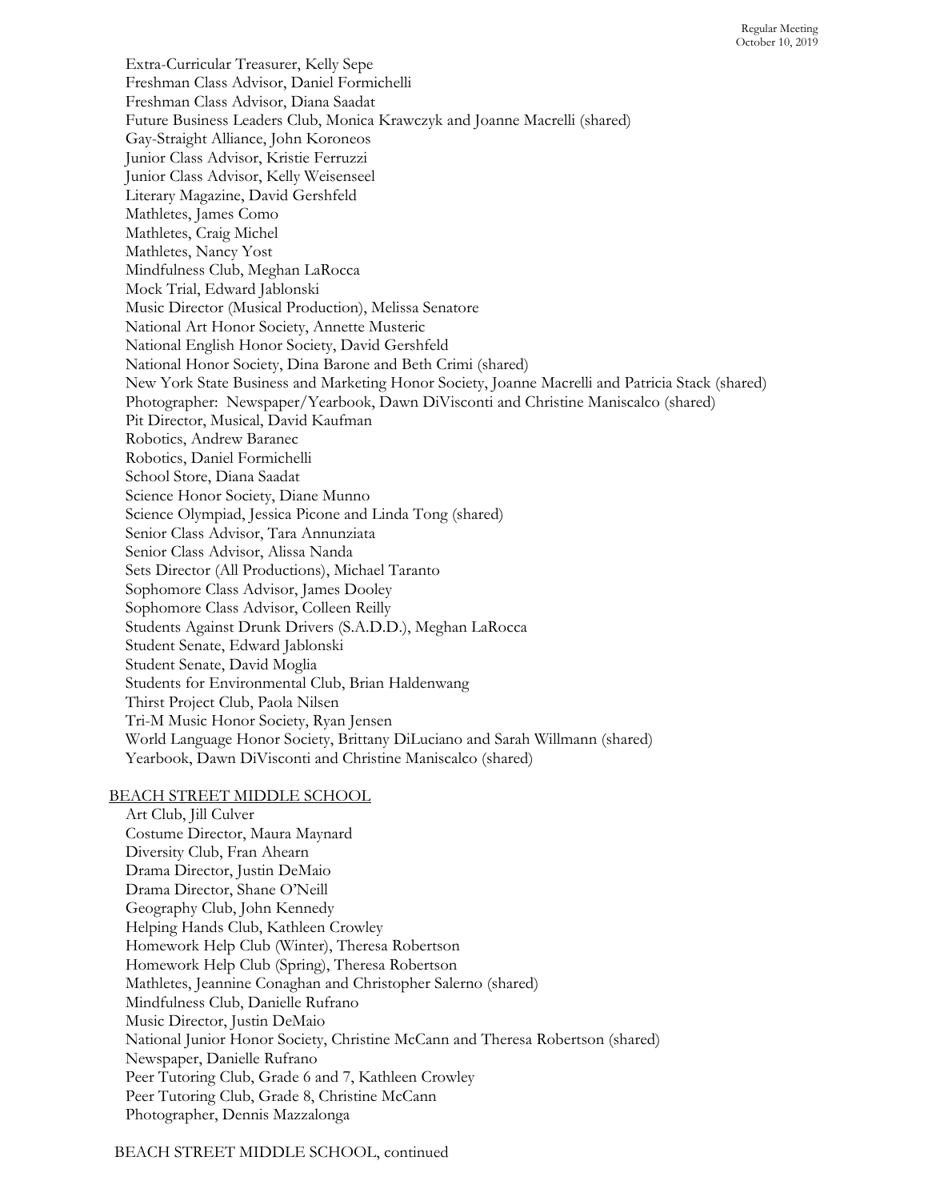Extra-Curricular Treasurer, Kelly Sepe
Freshman Class Advisor, Daniel Formichelli
Freshman Class Advisor, Diana Saadat
Future Business Leaders Club, Monica Krawczyk and Joanne Macrelli (shared)
Gay-Straight Alliance, John Koroneos
Junior Class Advisor, Kristie Ferruzzi
Junior Class Advisor, Kelly Weisenseel
Literary Magazine, David Gershfeld
Mathletes, James Como
Mathletes, Craig Michel
Mathletes, Nancy Yost
Mindfulness Club, Meghan LaRocca
Mock Trial, Edward Jablonski
Music Director (Musical Production), Melissa Senatore
National Art Honor Society, Annette Musteric
National English Honor Society, David Gershfeld
National Honor Society, Dina Barone and Beth Crimi (shared)
New York State Business and Marketing Honor Society, Joanne Macrelli and Patricia Stack (shared)
Photographer: Newspaper/Yearbook, Dawn DiVisconti and Christine Maniscalco (shared)
Pit Director, Musical, David Kaufman
Robotics, Andrew Baranec
Robotics, Daniel Formichelli
School Store, Diana Saadat
Science Honor Society, Diane Munno
Science Olympiad, Jessica Picone and Linda Tong (shared)
Senior Class Advisor, Tara Annunziata
Senior Class Advisor, Alissa Nanda
Sets Director (All Productions), Michael Taranto
Sophomore Class Advisor, James Dooley
Sophomore Class Advisor, Colleen Reilly
Students Against Drunk Drivers (S.A.D.D.), Meghan LaRocca
Student Senate, Edward Jablonski
Student Senate, David Moglia
Students for Environmental Club, Brian Haldenwang
Thirst Project Club, Paola Nilsen
Tri-M Music Honor Society, Ryan Jensen
World Language Honor Society, Brittany DiLuciano and Sarah Willmann (shared)
Yearbook, Dawn DiVisconti and Christine Maniscalco (shared)

BEACH STREET MIDDLE SCHOOL

Art Club, Jill Culver
Costume Director, Maura Maynard
Diversity Club, Fran Ahearn
Drama Director, Justin DeMaio
Drama Director, Shane O'Neill
Geography Club, John Kennedy
Helping Hands Club, Kathleen Crowley
Homework Help Club (Winter), Theresa Robertson
Homework Help Club (Spring), Theresa Robertson
Mathletes, Jeannine Conaghan and Christopher Salerno (shared)
Mindfulness Club, Danielle Rufrano
Music Director, Justin DeMaio
National Junior Honor Society, Christine McCann and Theresa Robertson (shared)
Newspaper, Danielle Rufrano
Peer Tutoring Club, Grade 6 and 7, Kathleen Crowley
Peer Tutoring Club, Grade 8, Christine McCann
Photographer, Dennis Mazzalonga

BEACH STREET MIDDLE SCHOOL, continued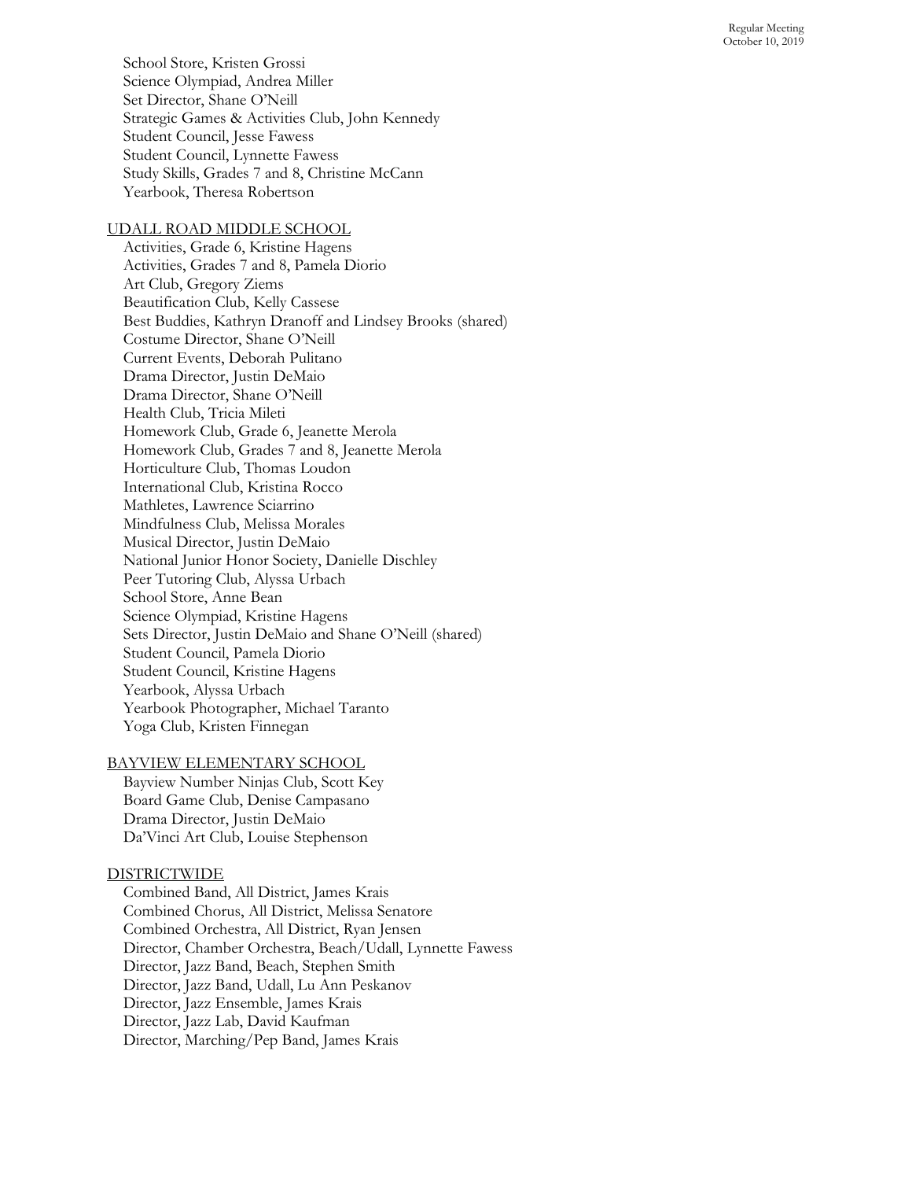School Store, Kristen Grossi
Science Olympiad, Andrea Miller
Set Director, Shane O'Neill
Strategic Games & Activities Club, John Kennedy
Student Council, Jesse Fawess
Student Council, Lynnette Fawess
Study Skills, Grades 7 and 8, Christine McCann
Yearbook, Theresa Robertson

UDALL ROAD MIDDLE SCHOOL

Activities, Grade 6, Kristine Hagens
Activities, Grades 7 and 8, Pamela Diorio
Art Club, Gregory Ziems
Beautification Club, Kelly Cassese
Best Buddies, Kathryn Dranoff and Lindsey Brooks (shared)
Costume Director, Shane O'Neill
Current Events, Deborah Pulitano
Drama Director, Justin DeMaio
Drama Director, Shane O'Neill
Health Club, Tricia Mileti
Homework Club, Grade 6, Jeanette Merola
Homework Club, Grades 7 and 8, Jeanette Merola
Horticulture Club, Thomas Loudon
International Club, Kristina Rocco
Mathletes, Lawrence Sciarrino
Mindfulness Club, Melissa Morales
Musical Director, Justin DeMaio
National Junior Honor Society, Danielle Dischley
Peer Tutoring Club, Alyssa Urbach
School Store, Anne Bean
Science Olympiad, Kristine Hagens
Sets Director, Justin DeMaio and Shane O'Neill (shared)
Student Council, Pamela Diorio
Student Council, Kristine Hagens
Yearbook, Alyssa Urbach
Yearbook Photographer, Michael Taranto
Yoga Club, Kristen Finnegan

BAYVIEW ELEMENTARY SCHOOL

Bayview Number Ninjas Club, Scott Key
Board Game Club, Denise Campasano
Drama Director, Justin DeMaio
Da'Vinci Art Club, Louise Stephenson

DISTRICTWIDE

Combined Band, All District, James Krais
Combined Chorus, All District, Melissa Senatore
Combined Orchestra, All District, Ryan Jensen
Director, Chamber Orchestra, Beach/Udall, Lynnette Fawess
Director, Jazz Band, Beach, Stephen Smith
Director, Jazz Band, Udall, Lu Ann Peskanov
Director, Jazz Ensemble, James Krais
Director, Jazz Lab, David Kaufman
Director, Marching/Pep Band, James Krais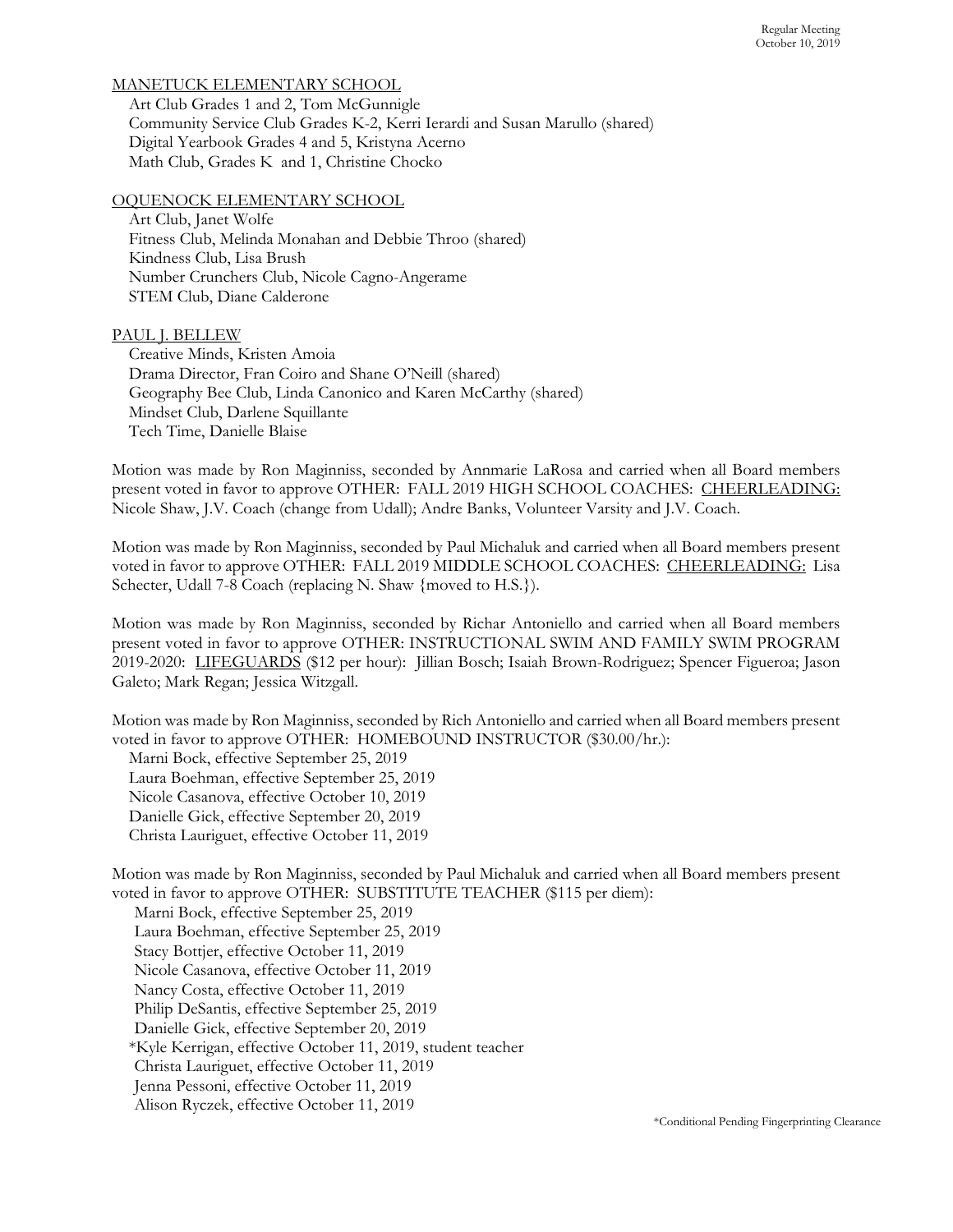MANETUCK ELEMENTARY SCHOOL

Art Club Grades 1 and 2, Tom McGunnigle
Community Service Club Grades K-2, Kerri Ierardi and Susan Marullo (shared)
Digital Yearbook Grades 4 and 5, Kristyna Acerno
Math Club, Grades K and 1, Christine Chocko

OQUENOCK ELEMENTARY SCHOOL

Art Club, Janet Wolfe
Fitness Club, Melinda Monahan and Debbie Throo (shared)
Kindness Club, Lisa Brush
Number Crunchers Club, Nicole Cagno-Angerame
STEM Club, Diane Calderone

PAUL J. BELLEW

Creative Minds, Kristen Amoia
Drama Director, Fran Coiro and Shane O'Neill (shared)
Geography Bee Club, Linda Canonico and Karen McCarthy (shared)
Mindset Club, Darlene Squillante
Tech Time, Danielle Blaise

Motion was made by Ron Maginniss, seconded by Annmarie LaRosa and carried when all Board members present voted in favor to approve OTHER: FALL 2019 HIGH SCHOOL COACHES: CHEERLEADING: Nicole Shaw, J.V. Coach (change from Udall); Andre Banks, Volunteer Varsity and J.V. Coach.

Motion was made by Ron Maginniss, seconded by Paul Michaluk and carried when all Board members present voted in favor to approve OTHER: FALL 2019 MIDDLE SCHOOL COACHES: CHEERLEADING: Lisa Schecter, Udall 7-8 Coach (replacing N. Shaw {moved to H.S.}).

Motion was made by Ron Maginniss, seconded by Richar Antoniello and carried when all Board members present voted in favor to approve OTHER: INSTRUCTIONAL SWIM AND FAMILY SWIM PROGRAM 2019-2020: LIFEGUARDS ($12 per hour): Jillian Bosch; Isaiah Brown-Rodriguez; Spencer Figueroa; Jason Galeto; Mark Regan; Jessica Witzgall.

Motion was made by Ron Maginniss, seconded by Rich Antoniello and carried when all Board members present voted in favor to approve OTHER: HOMEBOUND INSTRUCTOR ($30.00/hr.):

Marni Bock, effective September 25, 2019
Laura Boehman, effective September 25, 2019
Nicole Casanova, effective October 10, 2019
Danielle Gick, effective September 20, 2019
Christa Lauriguet, effective October 11, 2019

Motion was made by Ron Maginniss, seconded by Paul Michaluk and carried when all Board members present voted in favor to approve OTHER: SUBSTITUTE TEACHER ($115 per diem):

Marni Bock, effective September 25, 2019
Laura Boehman, effective September 25, 2019
Stacy Bottjer, effective October 11, 2019
Nicole Casanova, effective October 11, 2019
Nancy Costa, effective October 11, 2019
Philip DeSantis, effective September 25, 2019
Danielle Gick, effective September 20, 2019
*Kyle Kerrigan, effective October 11, 2019, student teacher
Christa Lauriguet, effective October 11, 2019
Jenna Pessoni, effective October 11, 2019
Alison Ryczek, effective October 11, 2019

*Conditional Pending Fingerprinting Clearance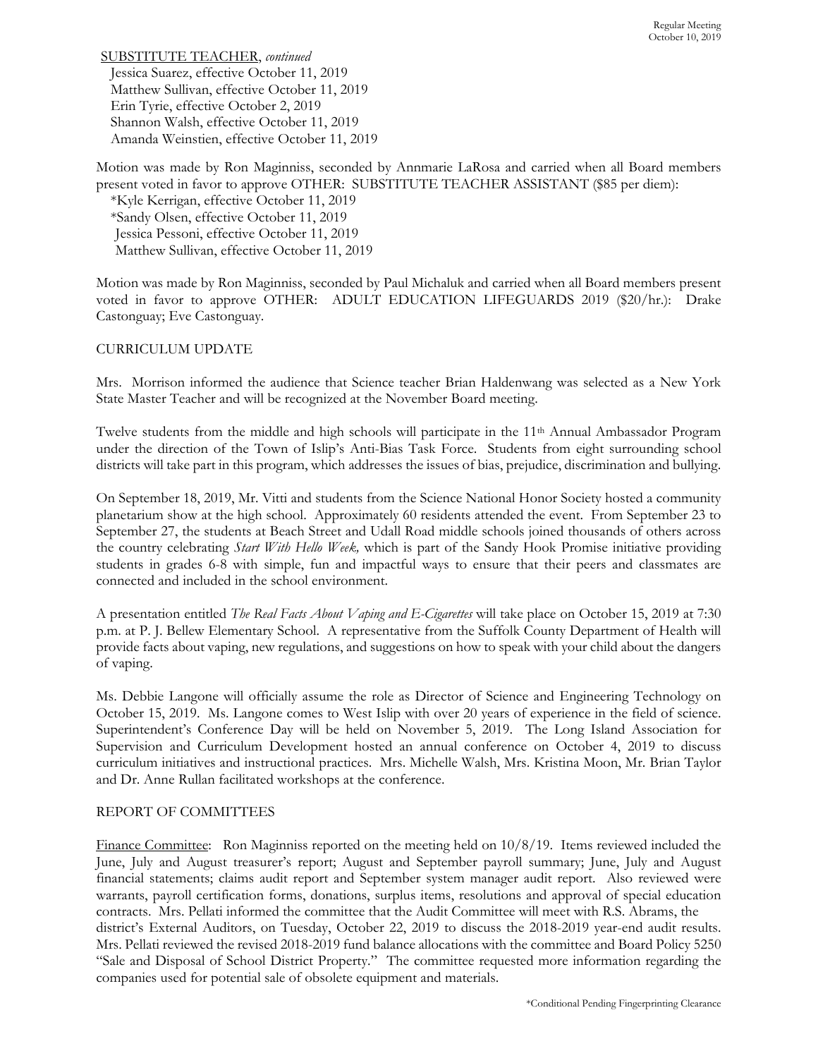SUBSTITUTE TEACHER, *continued*

Jessica Suarez, effective October 11, 2019
Matthew Sullivan, effective October 11, 2019
Erin Tyrie, effective October 2, 2019
Shannon Walsh, effective October 11, 2019
Amanda Weinstien, effective October 11, 2019

Motion was made by Ron Maginniss, seconded by Annmarie LaRosa and carried when all Board members present voted in favor to approve OTHER: SUBSTITUTE TEACHER ASSISTANT ($85 per diem):

*Kyle Kerrigan, effective October 11, 2019
*Sandy Olsen, effective October 11, 2019
Jessica Pessoni, effective October 11, 2019
Matthew Sullivan, effective October 11, 2019

Motion was made by Ron Maginniss, seconded by Paul Michaluk and carried when all Board members present voted in favor to approve OTHER: ADULT EDUCATION LIFEGUARDS 2019 ($20/hr.): Drake Castonguay; Eve Castonguay.

CURRICULUM UPDATE

Mrs. Morrison informed the audience that Science teacher Brian Haldenwang was selected as a New York State Master Teacher and will be recognized at the November Board meeting.

Twelve students from the middle and high schools will participate in the 11th Annual Ambassador Program under the direction of the Town of Islip's Anti-Bias Task Force. Students from eight surrounding school districts will take part in this program, which addresses the issues of bias, prejudice, discrimination and bullying.

On September 18, 2019, Mr. Vitti and students from the Science National Honor Society hosted a community planetarium show at the high school. Approximately 60 residents attended the event. From September 23 to September 27, the students at Beach Street and Udall Road middle schools joined thousands of others across the country celebrating *Start With Hello Week,* which is part of the Sandy Hook Promise initiative providing students in grades 6-8 with simple, fun and impactful ways to ensure that their peers and classmates are connected and included in the school environment.

A presentation entitled *The Real Facts About Vaping and E-Cigarettes* will take place on October 15, 2019 at 7:30 p.m. at P. J. Bellew Elementary School. A representative from the Suffolk County Department of Health will provide facts about vaping, new regulations, and suggestions on how to speak with your child about the dangers of vaping.

Ms. Debbie Langone will officially assume the role as Director of Science and Engineering Technology on October 15, 2019. Ms. Langone comes to West Islip with over 20 years of experience in the field of science. Superintendent's Conference Day will be held on November 5, 2019. The Long Island Association for Supervision and Curriculum Development hosted an annual conference on October 4, 2019 to discuss curriculum initiatives and instructional practices. Mrs. Michelle Walsh, Mrs. Kristina Moon, Mr. Brian Taylor and Dr. Anne Rullan facilitated workshops at the conference.

REPORT OF COMMITTEES

Finance Committee: Ron Maginniss reported on the meeting held on 10/8/19. Items reviewed included the June, July and August treasurer's report; August and September payroll summary; June, July and August financial statements; claims audit report and September system manager audit report. Also reviewed were warrants, payroll certification forms, donations, surplus items, resolutions and approval of special education contracts. Mrs. Pellati informed the committee that the Audit Committee will meet with R.S. Abrams, the district's External Auditors, on Tuesday, October 22, 2019 to discuss the 2018-2019 year-end audit results. Mrs. Pellati reviewed the revised 2018-2019 fund balance allocations with the committee and Board Policy 5250 "Sale and Disposal of School District Property." The committee requested more information regarding the companies used for potential sale of obsolete equipment and materials.

*Conditional Pending Fingerprinting Clearance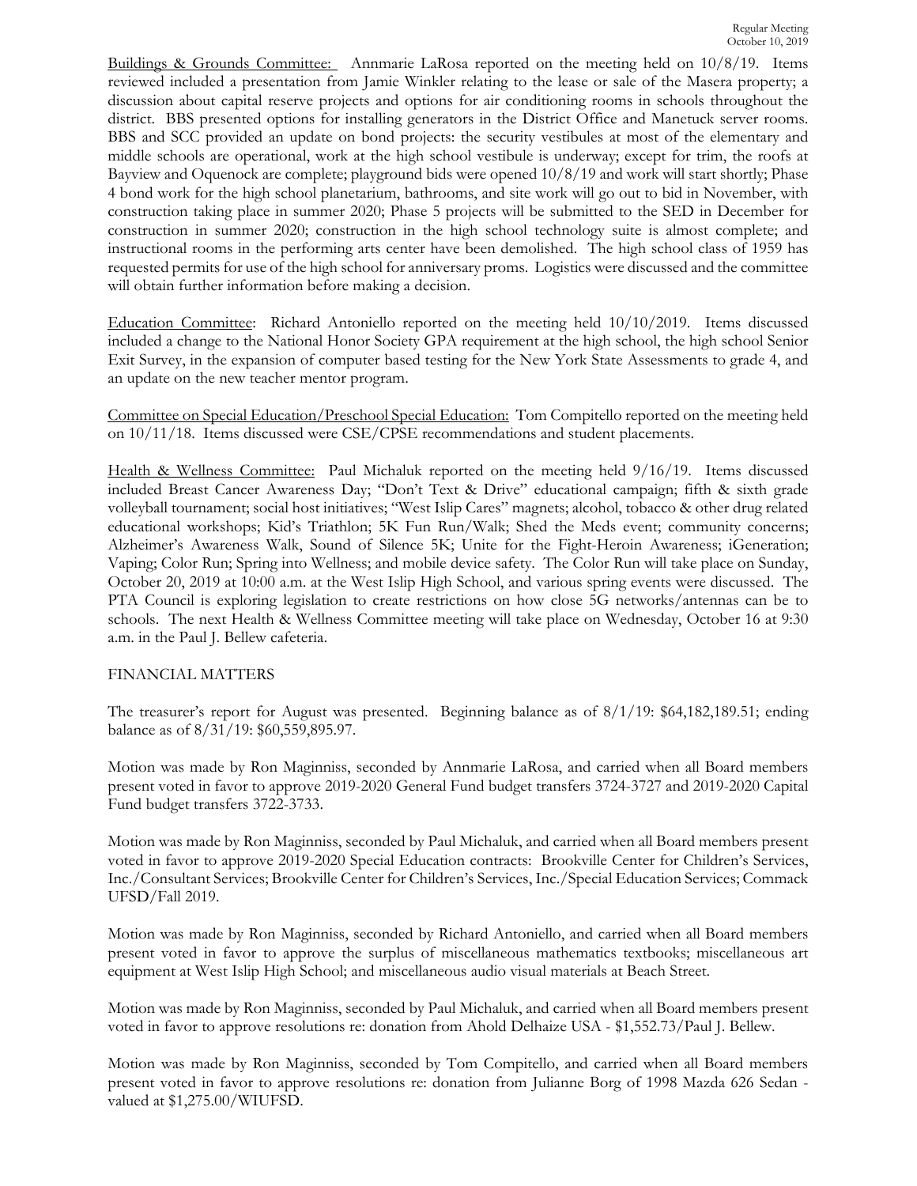Buildings & Grounds Committee: Annmarie LaRosa reported on the meeting held on 10/8/19. Items reviewed included a presentation from Jamie Winkler relating to the lease or sale of the Masera property; a discussion about capital reserve projects and options for air conditioning rooms in schools throughout the district. BBS presented options for installing generators in the District Office and Manetuck server rooms. BBS and SCC provided an update on bond projects: the security vestibules at most of the elementary and middle schools are operational, work at the high school vestibule is underway; except for trim, the roofs at Bayview and Oquenock are complete; playground bids were opened 10/8/19 and work will start shortly; Phase 4 bond work for the high school planetarium, bathrooms, and site work will go out to bid in November, with construction taking place in summer 2020; Phase 5 projects will be submitted to the SED in December for construction in summer 2020; construction in the high school technology suite is almost complete; and instructional rooms in the performing arts center have been demolished. The high school class of 1959 has requested permits for use of the high school for anniversary proms. Logistics were discussed and the committee will obtain further information before making a decision.

Education Committee: Richard Antoniello reported on the meeting held 10/10/2019. Items discussed included a change to the National Honor Society GPA requirement at the high school, the high school Senior Exit Survey, in the expansion of computer based testing for the New York State Assessments to grade 4, and an update on the new teacher mentor program.

Committee on Special Education/Preschool Special Education: Tom Compitello reported on the meeting held on 10/11/18. Items discussed were CSE/CPSE recommendations and student placements.

Health & Wellness Committee: Paul Michaluk reported on the meeting held 9/16/19. Items discussed included Breast Cancer Awareness Day; "Don't Text & Drive" educational campaign; fifth & sixth grade volleyball tournament; social host initiatives; "West Islip Cares" magnets; alcohol, tobacco & other drug related educational workshops; Kid's Triathlon; 5K Fun Run/Walk; Shed the Meds event; community concerns; Alzheimer's Awareness Walk, Sound of Silence 5K; Unite for the Fight-Heroin Awareness; iGeneration; Vaping; Color Run; Spring into Wellness; and mobile device safety. The Color Run will take place on Sunday, October 20, 2019 at 10:00 a.m. at the West Islip High School, and various spring events were discussed. The PTA Council is exploring legislation to create restrictions on how close 5G networks/antennas can be to schools. The next Health & Wellness Committee meeting will take place on Wednesday, October 16 at 9:30 a.m. in the Paul J. Bellew cafeteria.

FINANCIAL MATTERS

The treasurer's report for August was presented. Beginning balance as of 8/1/19: $64,182,189.51; ending balance as of 8/31/19: $60,559,895.97.

Motion was made by Ron Maginniss, seconded by Annmarie LaRosa, and carried when all Board members present voted in favor to approve 2019-2020 General Fund budget transfers 3724-3727 and 2019-2020 Capital Fund budget transfers 3722-3733.

Motion was made by Ron Maginniss, seconded by Paul Michaluk, and carried when all Board members present voted in favor to approve 2019-2020 Special Education contracts: Brookville Center for Children's Services, Inc./Consultant Services; Brookville Center for Children's Services, Inc./Special Education Services; Commack UFSD/Fall 2019.

Motion was made by Ron Maginniss, seconded by Richard Antoniello, and carried when all Board members present voted in favor to approve the surplus of miscellaneous mathematics textbooks; miscellaneous art equipment at West Islip High School; and miscellaneous audio visual materials at Beach Street.

Motion was made by Ron Maginniss, seconded by Paul Michaluk, and carried when all Board members present voted in favor to approve resolutions re: donation from Ahold Delhaize USA - $1,552.73/Paul J. Bellew.

Motion was made by Ron Maginniss, seconded by Tom Compitello, and carried when all Board members present voted in favor to approve resolutions re: donation from Julianne Borg of 1998 Mazda 626 Sedan - valued at $1,275.00/WIUFSD.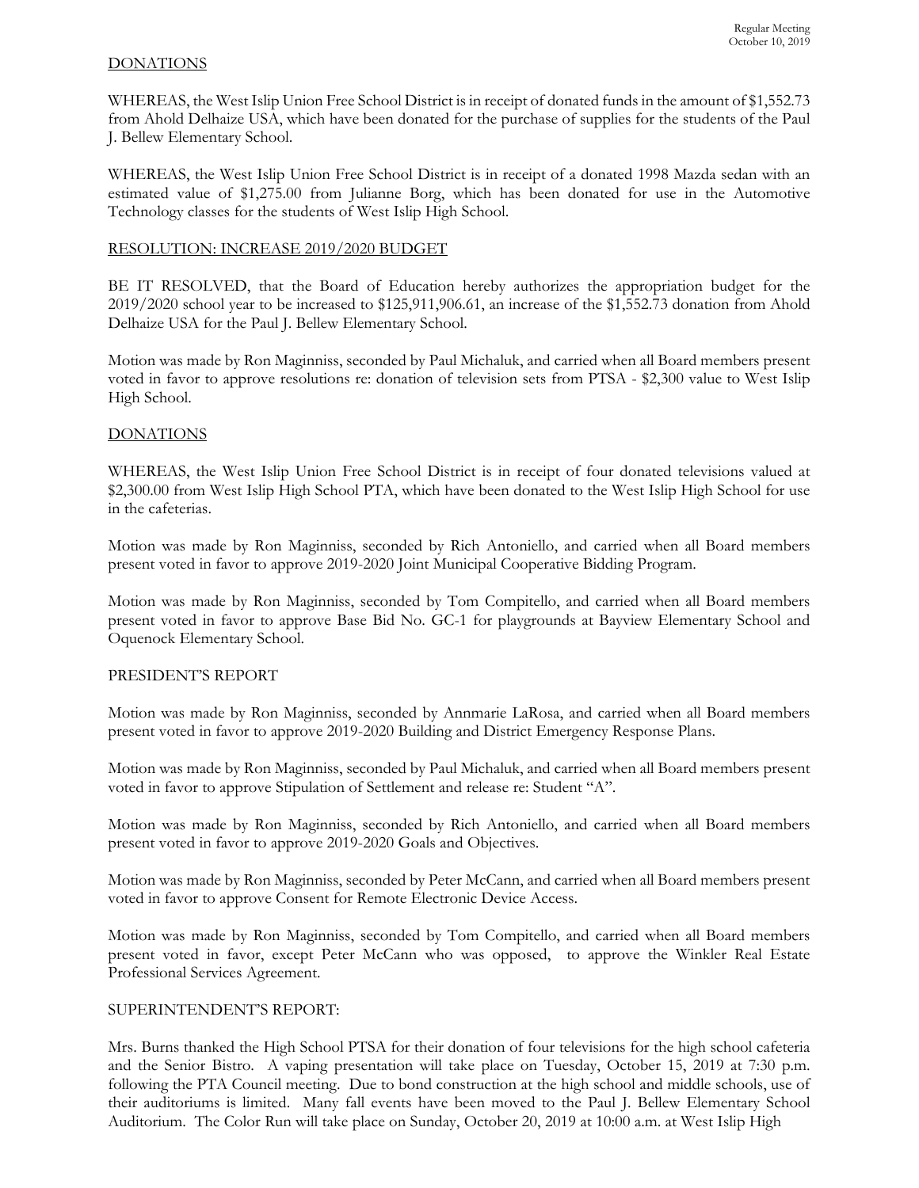## DONATIONS

WHEREAS, the West Islip Union Free School District is in receipt of donated funds in the amount of $1,552.73 from Ahold Delhaize USA, which have been donated for the purchase of supplies for the students of the Paul J. Bellew Elementary School.

WHEREAS, the West Islip Union Free School District is in receipt of a donated 1998 Mazda sedan with an estimated value of $1,275.00 from Julianne Borg, which has been donated for use in the Automotive Technology classes for the students of West Islip High School.

## RESOLUTION: INCREASE 2019/2020 BUDGET

BE IT RESOLVED, that the Board of Education hereby authorizes the appropriation budget for the 2019/2020 school year to be increased to $125,911,906.61, an increase of the $1,552.73 donation from Ahold Delhaize USA for the Paul J. Bellew Elementary School.

Motion was made by Ron Maginniss, seconded by Paul Michaluk, and carried when all Board members present voted in favor to approve resolutions re: donation of television sets from PTSA - $2,300 value to West Islip High School.

## DONATIONS

WHEREAS, the West Islip Union Free School District is in receipt of four donated televisions valued at $2,300.00 from West Islip High School PTA, which have been donated to the West Islip High School for use in the cafeterias.

Motion was made by Ron Maginniss, seconded by Rich Antoniello, and carried when all Board members present voted in favor to approve 2019-2020 Joint Municipal Cooperative Bidding Program.

Motion was made by Ron Maginniss, seconded by Tom Compitello, and carried when all Board members present voted in favor to approve Base Bid No. GC-1 for playgrounds at Bayview Elementary School and Oquenock Elementary School.

## PRESIDENT'S REPORT

Motion was made by Ron Maginniss, seconded by Annmarie LaRosa, and carried when all Board members present voted in favor to approve 2019-2020 Building and District Emergency Response Plans.

Motion was made by Ron Maginniss, seconded by Paul Michaluk, and carried when all Board members present voted in favor to approve Stipulation of Settlement and release re: Student "A".

Motion was made by Ron Maginniss, seconded by Rich Antoniello, and carried when all Board members present voted in favor to approve 2019-2020 Goals and Objectives.

Motion was made by Ron Maginniss, seconded by Peter McCann, and carried when all Board members present voted in favor to approve Consent for Remote Electronic Device Access.

Motion was made by Ron Maginniss, seconded by Tom Compitello, and carried when all Board members present voted in favor, except Peter McCann who was opposed, to approve the Winkler Real Estate Professional Services Agreement.

## SUPERINTENDENT'S REPORT:

Mrs. Burns thanked the High School PTSA for their donation of four televisions for the high school cafeteria and the Senior Bistro. A vaping presentation will take place on Tuesday, October 15, 2019 at 7:30 p.m. following the PTA Council meeting. Due to bond construction at the high school and middle schools, use of their auditoriums is limited. Many fall events have been moved to the Paul J. Bellew Elementary School Auditorium. The Color Run will take place on Sunday, October 20, 2019 at 10:00 a.m. at West Islip High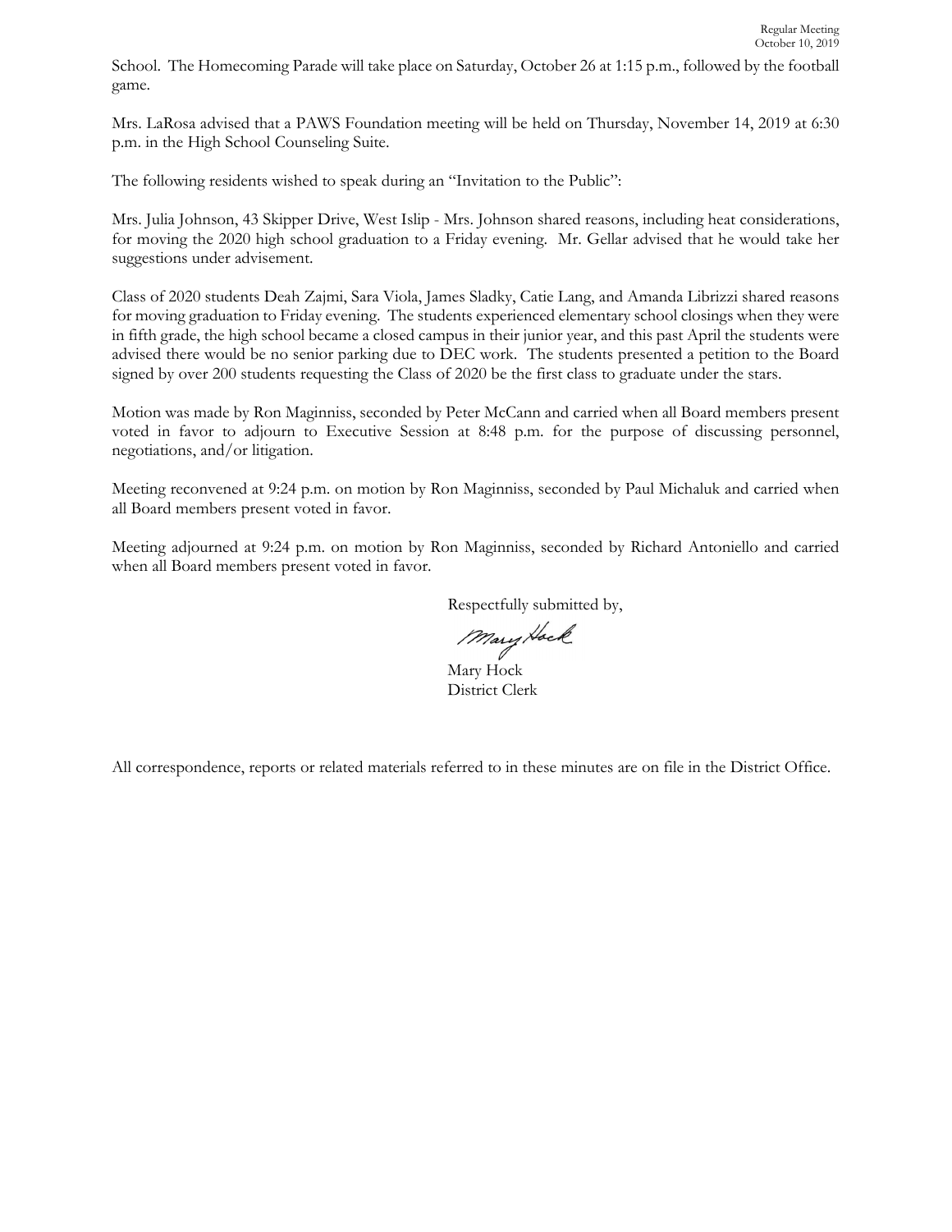School. The Homecoming Parade will take place on Saturday, October 26 at 1:15 p.m., followed by the football game.

Mrs. LaRosa advised that a PAWS Foundation meeting will be held on Thursday, November 14, 2019 at 6:30 p.m. in the High School Counseling Suite.

The following residents wished to speak during an "Invitation to the Public":

Mrs. Julia Johnson, 43 Skipper Drive, West Islip - Mrs. Johnson shared reasons, including heat considerations, for moving the 2020 high school graduation to a Friday evening. Mr. Gellar advised that he would take her suggestions under advisement.

Class of 2020 students Deah Zajmi, Sara Viola, James Sladky, Catie Lang, and Amanda Librizzi shared reasons for moving graduation to Friday evening. The students experienced elementary school closings when they were in fifth grade, the high school became a closed campus in their junior year, and this past April the students were advised there would be no senior parking due to DEC work. The students presented a petition to the Board signed by over 200 students requesting the Class of 2020 be the first class to graduate under the stars.

Motion was made by Ron Maginniss, seconded by Peter McCann and carried when all Board members present voted in favor to adjourn to Executive Session at 8:48 p.m. for the purpose of discussing personnel, negotiations, and/or litigation.

Meeting reconvened at 9:24 p.m. on motion by Ron Maginniss, seconded by Paul Michaluk and carried when all Board members present voted in favor.

Meeting adjourned at 9:24 p.m. on motion by Ron Maginniss, seconded by Richard Antoniello and carried when all Board members present voted in favor.

Respectfully submitted by,

Mary Hock

Mary Hock
District Clerk

All correspondence, reports or related materials referred to in these minutes are on file in the District Office.